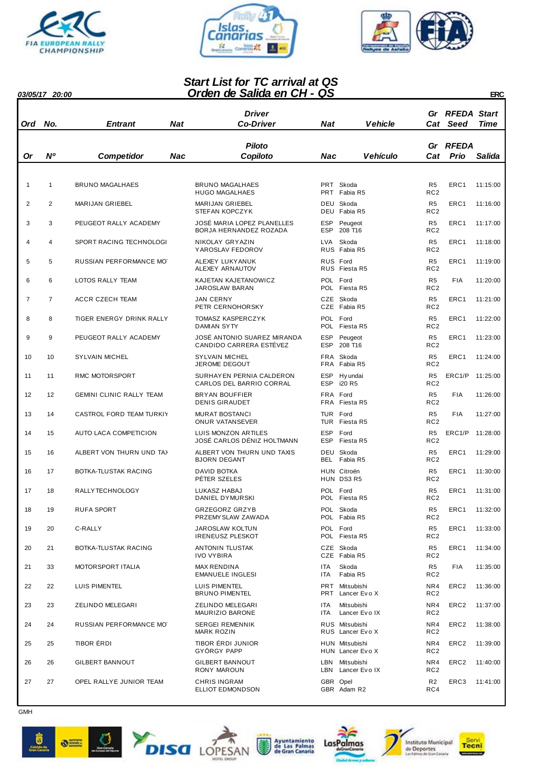# Start List for TC arrival at QS
## Orden de Salida en CH - QS

03/05/17 20:00 ERC

| Ord / Or | No. / Nº | Entrant / Competidor | Nat / Nac | Driver / Piloto<br>Co-Driver / Copiloto | Nat / Nac | Vehicle / Vehículo | Gr Cat | RFEDA Seed / RFEDA Prio | Start Time / Salida |
|---|---|---|---|---|---|---|---|---|---|
| 1 | 1 | BRUNO MAGALHAES | | BRUNO MAGALHAES<br>HUGO MAGALHAES | PRT<br>PRT | Skoda<br>Fabia R5 | R5<br>RC2 | ERC1 | 11:15:00 |
| 2 | 2 | MARIJAN GRIEBEL | | MARIJAN GRIEBEL<br>STEFAN KOPCZYK | DEU<br>DEU | Skoda<br>Fabia R5 | R5<br>RC2 | ERC1 | 11:16:00 |
| 3 | 3 | PEUGEOT RALLY ACADEMY | | JOSÉ MARIA LOPEZ PLANELLES<br>BORJA HERNANDEZ ROZADA | ESP<br>ESP | Peugeot<br>208 T16 | R5<br>RC2 | ERC1 | 11:17:00 |
| 4 | 4 | SPORT RACING TECHNOLOGI | | NIKOLAY GRYAZIN<br>YAROSLAV FEDOROV | LVA<br>RUS | Skoda<br>Fabia R5 | R5<br>RC2 | ERC1 | 11:18:00 |
| 5 | 5 | RUSSIAN PERFORMANCE MO | | ALEXEY LUKYANUK<br>ALEXEY ARNAUTOV | RUS<br>RUS | Ford<br>Fiesta R5 | R5<br>RC2 | ERC1 | 11:19:00 |
| 6 | 6 | LOTOS RALLY TEAM | | KAJETAN KAJETANOWICZ<br>JAROSLAW BARAN | POL<br>POL | Ford<br>Fiesta R5 | R5<br>RC2 | FIA | 11:20:00 |
| 7 | 7 | ACCR CZECH TEAM | | JAN CERNY<br>PETR CERNOHORSKY | CZE<br>CZE | Skoda<br>Fabia R5 | R5<br>RC2 | ERC1 | 11:21:00 |
| 8 | 8 | TIGER ENERGY DRINK RALLY | | TOMASZ KASPERCZYK<br>DAMIAN SYTY | POL<br>POL | Ford<br>Fiesta R5 | R5<br>RC2 | ERC1 | 11:22:00 |
| 9 | 9 | PEUGEOT RALLY ACADEMY | | JOSÉ ANTONIO SUAREZ MIRANDA<br>CANDIDO CARRERA ESTÉVEZ | ESP<br>ESP | Peugeot<br>208 T16 | R5<br>RC2 | ERC1 | 11:23:00 |
| 10 | 10 | SYLVAIN MICHEL | | SYLVAIN MICHEL<br>JEROME DEGOUT | FRA<br>FRA | Skoda<br>Fabia R5 | R5<br>RC2 | ERC1 | 11:24:00 |
| 11 | 11 | RMC MOTORSPORT | | SURHAYEN PERNIA CALDERON<br>CARLOS DEL BARRIO CORRAL | ESP<br>ESP | Hyundai<br>i20 R5 | R5<br>RC2 | ERC1/P | 11:25:00 |
| 12 | 12 | GEMINI CLINIC RALLY TEAM | | BRYAN BOUFFIER<br>DENIS GIRAUDET | FRA<br>FRA | Ford<br>Fiesta R5 | R5<br>RC2 | FIA | 11:26:00 |
| 13 | 14 | CASTROL FORD TEAM TURKIY | | MURAT BOSTANCI<br>ONUR VATANSEVER | TUR<br>TUR | Ford<br>Fiesta R5 | R5<br>RC2 | FIA | 11:27:00 |
| 14 | 15 | AUTO LACA COMPETICION | | LUIS MONZON ARTILES<br>JOSÉ CARLOS DÉNIZ HOLTMANN | ESP<br>ESP | Ford<br>Fiesta R5 | R5<br>RC2 | ERC1/P | 11:28:00 |
| 15 | 16 | ALBERT VON THURN UND TAX | | ALBERT VON THURN UND TAXIS<br>BJORN DEGANT | DEU<br>BEL | Skoda<br>Fabia R5 | R5<br>RC2 | ERC1 | 11:29:00 |
| 16 | 17 | BOTKA-TLUSTAK RACING | | DAVID BOTKA<br>PÉTER SZELES | HUN<br>HUN | Citroën<br>DS3 R5 | R5<br>RC2 | ERC1 | 11:30:00 |
| 17 | 18 | RALLYTECHNOLOGY | | LUKASZ HABAJ<br>DANIEL DYMURSKI | POL<br>POL | Ford<br>Fiesta R5 | R5<br>RC2 | ERC1 | 11:31:00 |
| 18 | 19 | RUFA SPORT | | GRZEGORZ GRZYB<br>PRZEMYSLAW ZAWADA | POL<br>POL | Skoda<br>Fabia R5 | R5<br>RC2 | ERC1 | 11:32:00 |
| 19 | 20 | C-RALLY | | JAROSLAW KOLTUN<br>IRENEUSZ PLESKOT | POL<br>POL | Ford<br>Fiesta R5 | R5<br>RC2 | ERC1 | 11:33:00 |
| 20 | 21 | BOTKA-TLUSTAK RACING | | ANTONIN TLUSTAK<br>IVO VYBIRA | CZE<br>CZE | Skoda<br>Fabia R5 | R5<br>RC2 | ERC1 | 11:34:00 |
| 21 | 33 | MOTORSPORT ITALIA | | MAX RENDINA<br>EMANUELE INGLESI | ITA<br>ITA | Skoda<br>Fabia R5 | R5<br>RC2 | FIA | 11:35:00 |
| 22 | 22 | LUIS PIMENTEL | | LUIS PIMENTEL<br>BRUNO PIMENTEL | PRT<br>PRT | Mitsubishi<br>Lancer Evo X | NR4<br>RC2 | ERC2 | 11:36:00 |
| 23 | 23 | ZELINDO MELEGARI | | ZELINDO MELEGARI<br>MAURIZIO BARONE | ITA<br>ITA | Mitsubishi<br>Lancer Evo IX | NR4<br>RC2 | ERC2 | 11:37:00 |
| 24 | 24 | RUSSIAN PERFORMANCE MO | | SERGEI REMENNIK<br>MARK ROZIN | RUS<br>RUS | Mitsubishi<br>Lancer Evo X | NR4<br>RC2 | ERC2 | 11:38:00 |
| 25 | 25 | TIBOR ÉRDI | | TIBOR ÉRDI JUNIOR<br>GYÖRGY PAPP | HUN<br>HUN | Mitsubishi<br>Lancer Evo X | NR4<br>RC2 | ERC2 | 11:39:00 |
| 26 | 26 | GILBERT BANNOUT | | GILBERT BANNOUT<br>RONY MAROUN | LBN<br>LBN | Mitsubishi<br>Lancer Evo IX | NR4<br>RC2 | ERC2 | 11:40:00 |
| 27 | 27 | OPEL RALLYE JUNIOR TEAM | | CHRIS INGRAM<br>ELLIOT EDMONDSON | GBR<br>GBR | Opel<br>Adam R2 | R2<br>RC4 | ERC3 | 11:41:00 |

GMH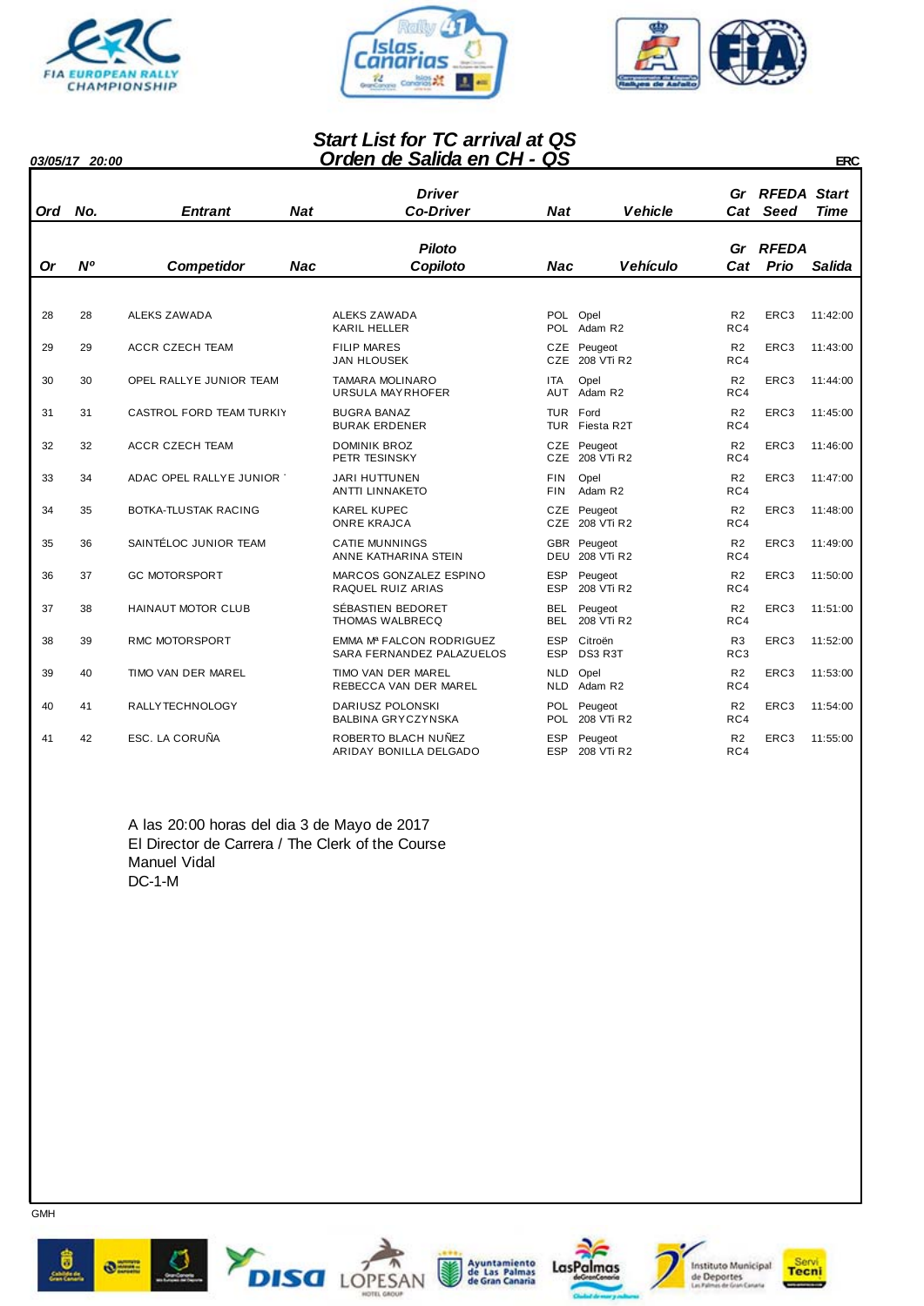## Start List for TC arrival at QS
## Orden de Salida en CH - QS

03/05/17 20:00 ERC

| Ord / Or | No. / Nº | Entrant / Competidor | Nat / Nac | Driver / Co-Driver — Piloto / Copiloto | Nat / Nac | Vehicle / Vehículo | Gr Cat | RFEDA Seed / RFEDA Prio | Start Time / Salida |
|---|---|---|---|---|---|---|---|---|---|
| 28 | 28 | ALEKS ZAWADA | | ALEKS ZAWADA<br>KARIL HELLER | POL<br>POL | Opel<br>Adam R2 | R2<br>RC4 | ERC3 | 11:42:00 |
| 29 | 29 | ACCR CZECH TEAM | | FILIP MARES<br>JAN HLOUSEK | CZE<br>CZE | Peugeot<br>208 VTi R2 | R2<br>RC4 | ERC3 | 11:43:00 |
| 30 | 30 | OPEL RALLYE JUNIOR TEAM | | TAMARA MOLINARO<br>URSULA MAYRHOFER | ITA<br>AUT | Opel<br>Adam R2 | R2<br>RC4 | ERC3 | 11:44:00 |
| 31 | 31 | CASTROL FORD TEAM TURKIY | | BUGRA BANAZ<br>BURAK ERDENER | TUR<br>TUR | Ford<br>Fiesta R2T | R2<br>RC4 | ERC3 | 11:45:00 |
| 32 | 32 | ACCR CZECH TEAM | | DOMINIK BROZ<br>PETR TESINSKY | CZE<br>CZE | Peugeot<br>208 VTi R2 | R2<br>RC4 | ERC3 | 11:46:00 |
| 33 | 34 | ADAC OPEL RALLYE JUNIOR | | JARI HUTTUNEN<br>ANTTI LINNAKETO | FIN<br>FIN | Opel<br>Adam R2 | R2<br>RC4 | ERC3 | 11:47:00 |
| 34 | 35 | BOTKA-TLUSTAK RACING | | KAREL KUPEC<br>ONRE KRAJCA | CZE<br>CZE | Peugeot<br>208 VTi R2 | R2<br>RC4 | ERC3 | 11:48:00 |
| 35 | 36 | SAINTÉLOC JUNIOR TEAM | | CATIE MUNNINGS<br>ANNE KATHARINA STEIN | GBR<br>DEU | Peugeot<br>208 VTi R2 | R2<br>RC4 | ERC3 | 11:49:00 |
| 36 | 37 | GC MOTORSPORT | | MARCOS GONZALEZ ESPINO<br>RAQUEL RUIZ ARIAS | ESP<br>ESP | Peugeot<br>208 VTi R2 | R2<br>RC4 | ERC3 | 11:50:00 |
| 37 | 38 | HAINAUT MOTOR CLUB | | SÉBASTIEN BEDORET<br>THOMAS WALBRECQ | BEL<br>BEL | Peugeot<br>208 VTi R2 | R2<br>RC4 | ERC3 | 11:51:00 |
| 38 | 39 | RMC MOTORSPORT | | EMMA Mª FALCON RODRIGUEZ<br>SARA FERNANDEZ PALAZUELOS | ESP<br>ESP | Citroën<br>DS3 R3T | R3<br>RC3 | ERC3 | 11:52:00 |
| 39 | 40 | TIMO VAN DER MAREL | | TIMO VAN DER MAREL<br>REBECCA VAN DER MAREL | NLD<br>NLD | Opel<br>Adam R2 | R2<br>RC4 | ERC3 | 11:53:00 |
| 40 | 41 | RALLYTECHNOLOGY | | DARIUSZ POLONSKI<br>BALBINA GRYCZYNSKA | POL<br>POL | Peugeot<br>208 VTi R2 | R2<br>RC4 | ERC3 | 11:54:00 |
| 41 | 42 | ESC. LA CORUÑA | | ROBERTO BLACH NUÑEZ<br>ARIDAY BONILLA DELGADO | ESP<br>ESP | Peugeot<br>208 VTi R2 | R2<br>RC4 | ERC3 | 11:55:00 |

A las 20:00 horas del dia 3 de Mayo de 2017
El Director de Carrera / The Clerk of the Course
Manuel Vidal
DC-1-M

GMH